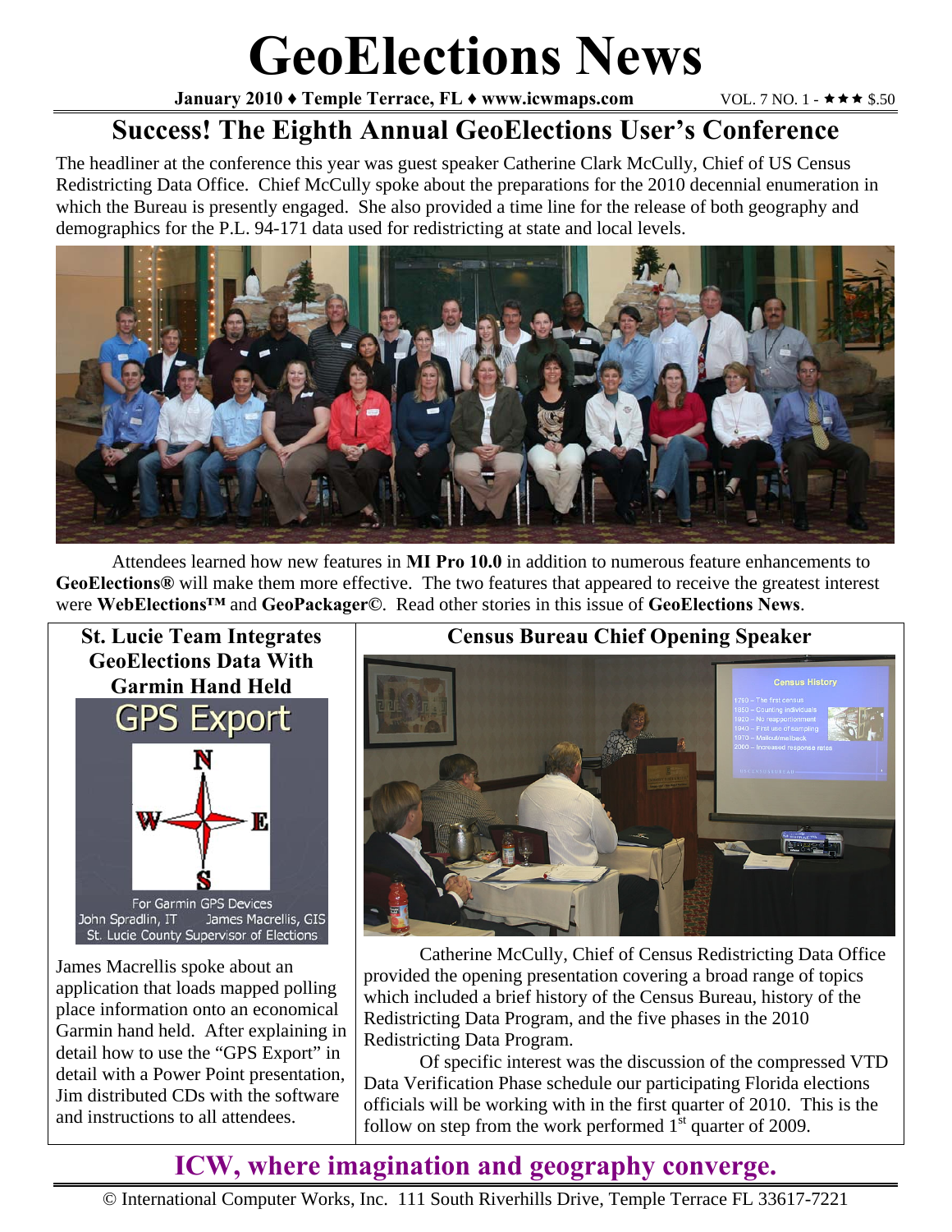# GeoElections News

**January 2010 ♦ Temple Terrace, FL ♦ www.icwmaps.com** VOL. 7 NO. 1 - ★★★ $.50

## Success! The Eighth Annual GeoElections User's Conference

The headliner at the conference this year was guest speaker Catherine Clark McCully, Chief of US Census Redistricting Data Office. Chief McCully spoke about the preparations for the 2010 decennial enumeration in which the Bureau is presently engaged. She also provided a time line for the release of both geography and demographics for the P.L. 94-171 data used for redistricting at state and local levels.

Attendees learned how new features in **MI Pro 10.0** in addition to numerous feature enhancements to **GeoElections®** will make them more effective. The two features that appeared to receive the greatest interest were **WebElections™** and **GeoPackager©**. Read other stories in this issue of **GeoElections News**.

### St. Lucie Team Integrates GeoElections Data With Garmin Hand Held

GPS Export

For Garmin GPS Devices
John Spradlin, IT James Macrellis, GIS
St. Lucie County Supervisor of Elections

James Macrellis spoke about an application that loads mapped polling place information onto an economical Garmin hand held. After explaining in detail how to use the "GPS Export" in detail with a Power Point presentation, Jim distributed CDs with the software and instructions to all attendees.

### Census Bureau Chief Opening Speaker

Catherine McCully, Chief of Census Redistricting Data Office provided the opening presentation covering a broad range of topics which included a brief history of the Census Bureau, history of the Redistricting Data Program, and the five phases in the 2010 Redistricting Data Program.

Of specific interest was the discussion of the compressed VTD Data Verification Phase schedule our participating Florida elections officials will be working with in the first quarter of 2010. This is the follow on step from the work performed 1st quarter of 2009.

**ICW, where imagination and geography converge.**

© International Computer Works, Inc. 111 South Riverhills Drive, Temple Terrace FL 33617-7221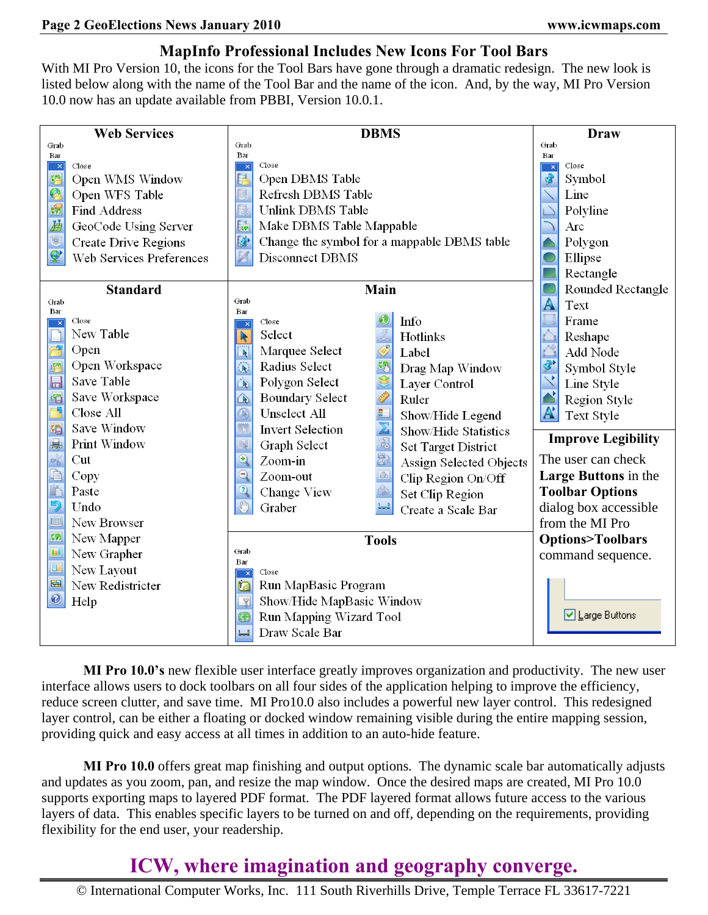## MapInfo Professional Includes New Icons For Tool Bars

With MI Pro Version 10, the icons for the Tool Bars have gone through a dramatic redesign. The new look is listed below along with the name of the Tool Bar and the name of the icon. And, by the way, MI Pro Version 10.0 now has an update available from PBBI, Version 10.0.1.

**Web Services**

- Grab Bar
- Close
- Open WMS Window
- Open WFS Table
- Find Address
- GeoCode Using Server
- Create Drive Regions
- Web Services Preferences

**DBMS**

- Grab Bar
- Close
- Open DBMS Table
- Refresh DBMS Table
- Unlink DBMS Table
- Make DBMS Table Mappable
- Change the symbol for a mappable DBMS table
- Disconnect DBMS

**Draw**

- Grab Bar
- Close
- Symbol
- Line
- Polyline
- Arc
- Polygon
- Ellipse
- Rectangle
- Rounded Rectangle
- Text
- Frame
- Reshape
- Add Node
- Symbol Style
- Line Style
- Region Style
- Text Style

**Standard**

- Grab Bar
- Close
- New Table
- Open
- Open Workspace
- Save Table
- Save Workspace
- Close All
- Save Window
- Print Window
- Cut
- Copy
- Paste
- Undo
- New Browser
- New Mapper
- New Grapher
- New Layout
- New Redistricter
- Help

**Main**

- Grab Bar
- Close
- Select
- Marquee Select
- Radius Select
- Polygon Select
- Boundary Select
- Unselect All
- Invert Selection
- Graph Select
- Zoom-in
- Zoom-out
- Change View
- Graber
- Info
- Hotlinks
- Label
- Drag Map Window
- Layer Control
- Ruler
- Show/Hide Legend
- Show/Hide Statistics
- Set Target District
- Assign Selected Objects
- Clip Region On/Off
- Set Clip Region
- Create a Scale Bar

**Tools**

- Grab Bar
- Close
- Run MapBasic Program
- Show/Hide MapBasic Window
- Run Mapping Wizard Tool
- Draw Scale Bar

**Improve Legibility**

The user can check **Large Buttons** in the **Toolbar Options** dialog box accessible from the MI Pro **Options>Toolbars** command sequence.

☑ Large Buttons

**MI Pro 10.0's** new flexible user interface greatly improves organization and productivity. The new user interface allows users to dock toolbars on all four sides of the application helping to improve the efficiency, reduce screen clutter, and save time. MI Pro10.0 also includes a powerful new layer control. This redesigned layer control, can be either a floating or docked window remaining visible during the entire mapping session, providing quick and easy access at all times in addition to an auto-hide feature.

**MI Pro 10.0** offers great map finishing and output options. The dynamic scale bar automatically adjusts and updates as you zoom, pan, and resize the map window. Once the desired maps are created, MI Pro 10.0 supports exporting maps to layered PDF format. The PDF layered format allows future access to the various layers of data. This enables specific layers to be turned on and off, depending on the requirements, providing flexibility for the end user, your readership.

**ICW, where imagination and geography converge.**

© International Computer Works, Inc. 111 South Riverhills Drive, Temple Terrace FL 33617-7221